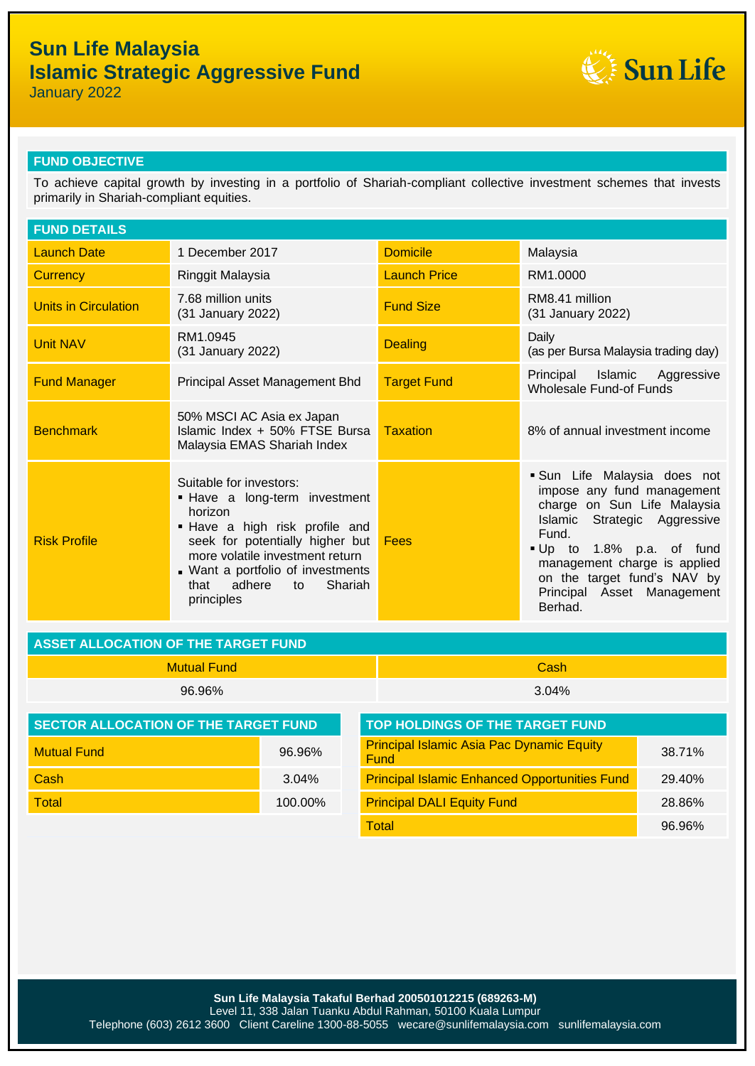# Sun Life Malaysia
# Islamic Strategic Aggressive Fund

January 2022

## FUND OBJECTIVE

To achieve capital growth by investing in a portfolio of Shariah-compliant collective investment schemes that invests primarily in Shariah-compliant equities.

## FUND DETAILS

| | | | |
|---|---|---|---|
| Launch Date | 1 December 2017 | Domicile | Malaysia |
| Currency | Ringgit Malaysia | Launch Price | RM1.0000 |
| Units in Circulation | 7.68 million units (31 January 2022) | Fund Size | RM8.41 million (31 January 2022) |
| Unit NAV | RM1.0945 (31 January 2022) | Dealing | Daily (as per Bursa Malaysia trading day) |
| Fund Manager | Principal Asset Management Bhd | Target Fund | Principal Islamic Aggressive Wholesale Fund-of Funds |
| Benchmark | 50% MSCI AC Asia ex Japan Islamic Index + 50% FTSE Bursa Malaysia EMAS Shariah Index | Taxation | 8% of annual investment income |
| Risk Profile | Suitable for investors:<br>▪ Have a long-term investment horizon<br>▪ Have a high risk profile and seek for potentially higher but more volatile investment return<br>▪ Want a portfolio of investments that adhere to Shariah principles | Fees | ▪ Sun Life Malaysia does not impose any fund management charge on Sun Life Malaysia Islamic Strategic Aggressive Fund.<br>▪ Up to 1.8% p.a. of fund management charge is applied on the target fund's NAV by Principal Asset Management Berhad. |

## ASSET ALLOCATION OF THE TARGET FUND

| Mutual Fund | Cash |
|---|---|
| 96.96% | 3.04% |

## SECTOR ALLOCATION OF THE TARGET FUND

| | |
|---|---|
| Mutual Fund | 96.96% |
| Cash | 3.04% |
| Total | 100.00% |

## TOP HOLDINGS OF THE TARGET FUND

| | |
|---|---|
| Principal Islamic Asia Pac Dynamic Equity Fund | 38.71% |
| Principal Islamic Enhanced Opportunities Fund | 29.40% |
| Principal DALI Equity Fund | 28.86% |
| Total | 96.96% |

**Sun Life Malaysia Takaful Berhad 200501012215 (689263-M)**
Level 11, 338 Jalan Tuanku Abdul Rahman, 50100 Kuala Lumpur
Telephone (603) 2612 3600 Client Careline 1300-88-5055 wecare@sunlifemalaysia.com sunlifemalaysia.com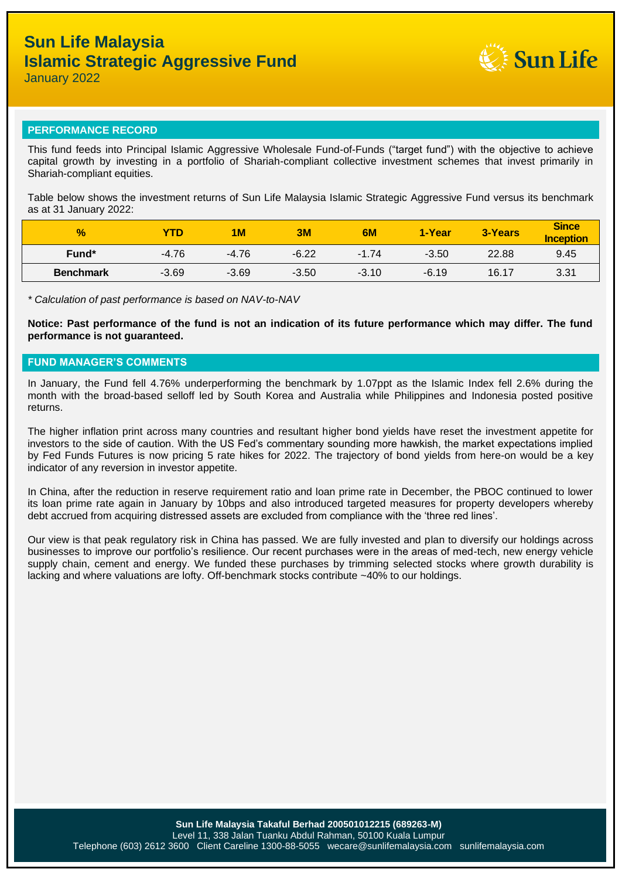# Sun Life Malaysia
# Islamic Strategic Aggressive Fund

January 2022

## PERFORMANCE RECORD

This fund feeds into Principal Islamic Aggressive Wholesale Fund-of-Funds ("target fund") with the objective to achieve capital growth by investing in a portfolio of Shariah-compliant collective investment schemes that invest primarily in Shariah-compliant equities.

Table below shows the investment returns of Sun Life Malaysia Islamic Strategic Aggressive Fund versus its benchmark as at 31 January 2022:

| % | YTD | 1M | 3M | 6M | 1-Year | 3-Years | Since Inception |
|---|---|---|---|---|---|---|---|
| **Fund*** | -4.76 | -4.76 | -6.22 | -1.74 | -3.50 | 22.88 | 9.45 |
| **Benchmark** | -3.69 | -3.69 | -3.50 | -3.10 | -6.19 | 16.17 | 3.31 |

*\* Calculation of past performance is based on NAV-to-NAV*

**Notice: Past performance of the fund is not an indication of its future performance which may differ. The fund performance is not guaranteed.**

## FUND MANAGER'S COMMENTS

In January, the Fund fell 4.76% underperforming the benchmark by 1.07ppt as the Islamic Index fell 2.6% during the month with the broad-based selloff led by South Korea and Australia while Philippines and Indonesia posted positive returns.

The higher inflation print across many countries and resultant higher bond yields have reset the investment appetite for investors to the side of caution. With the US Fed's commentary sounding more hawkish, the market expectations implied by Fed Funds Futures is now pricing 5 rate hikes for 2022. The trajectory of bond yields from here-on would be a key indicator of any reversion in investor appetite.

In China, after the reduction in reserve requirement ratio and loan prime rate in December, the PBOC continued to lower its loan prime rate again in January by 10bps and also introduced targeted measures for property developers whereby debt accrued from acquiring distressed assets are excluded from compliance with the 'three red lines'.

Our view is that peak regulatory risk in China has passed. We are fully invested and plan to diversify our holdings across businesses to improve our portfolio's resilience. Our recent purchases were in the areas of med-tech, new energy vehicle supply chain, cement and energy. We funded these purchases by trimming selected stocks where growth durability is lacking and where valuations are lofty. Off-benchmark stocks contribute ~40% to our holdings.

**Sun Life Malaysia Takaful Berhad 200501012215 (689263-M)**
Level 11, 338 Jalan Tuanku Abdul Rahman, 50100 Kuala Lumpur
Telephone (603) 2612 3600 Client Careline 1300-88-5055 wecare@sunlifemalaysia.com sunlifemalaysia.com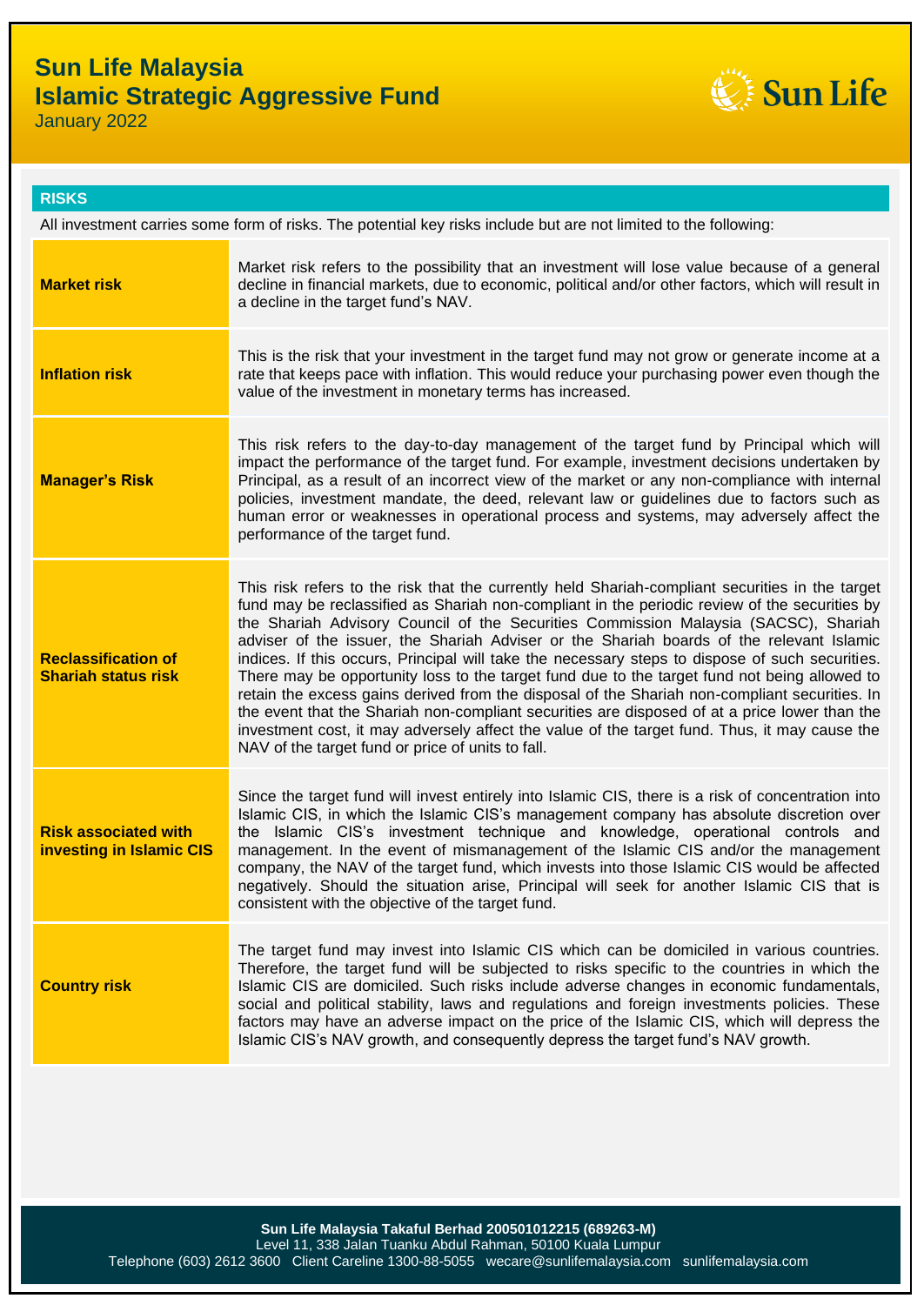# Sun Life Malaysia
# Islamic Strategic Aggressive Fund

January 2022

## RISKS

All investment carries some form of risks. The potential key risks include but are not limited to the following:

| Risk | Description |
|---|---|
| **Market risk** | Market risk refers to the possibility that an investment will lose value because of a general decline in financial markets, due to economic, political and/or other factors, which will result in a decline in the target fund's NAV. |
| **Inflation risk** | This is the risk that your investment in the target fund may not grow or generate income at a rate that keeps pace with inflation. This would reduce your purchasing power even though the value of the investment in monetary terms has increased. |
| **Manager's Risk** | This risk refers to the day-to-day management of the target fund by Principal which will impact the performance of the target fund. For example, investment decisions undertaken by Principal, as a result of an incorrect view of the market or any non-compliance with internal policies, investment mandate, the deed, relevant law or guidelines due to factors such as human error or weaknesses in operational process and systems, may adversely affect the performance of the target fund. |
| **Reclassification of Shariah status risk** | This risk refers to the risk that the currently held Shariah-compliant securities in the target fund may be reclassified as Shariah non-compliant in the periodic review of the securities by the Shariah Advisory Council of the Securities Commission Malaysia (SACSC), Shariah adviser of the issuer, the Shariah Adviser or the Shariah boards of the relevant Islamic indices. If this occurs, Principal will take the necessary steps to dispose of such securities. There may be opportunity loss to the target fund due to the target fund not being allowed to retain the excess gains derived from the disposal of the Shariah non-compliant securities. In the event that the Shariah non-compliant securities are disposed of at a price lower than the investment cost, it may adversely affect the value of the target fund. Thus, it may cause the NAV of the target fund or price of units to fall. |
| **Risk associated with investing in Islamic CIS** | Since the target fund will invest entirely into Islamic CIS, there is a risk of concentration into Islamic CIS, in which the Islamic CIS's management company has absolute discretion over the Islamic CIS's investment technique and knowledge, operational controls and management. In the event of mismanagement of the Islamic CIS and/or the management company, the NAV of the target fund, which invests into those Islamic CIS would be affected negatively. Should the situation arise, Principal will seek for another Islamic CIS that is consistent with the objective of the target fund. |
| **Country risk** | The target fund may invest into Islamic CIS which can be domiciled in various countries. Therefore, the target fund will be subjected to risks specific to the countries in which the Islamic CIS are domiciled. Such risks include adverse changes in economic fundamentals, social and political stability, laws and regulations and foreign investments policies. These factors may have an adverse impact on the price of the Islamic CIS, which will depress the Islamic CIS's NAV growth, and consequently depress the target fund's NAV growth. |

**Sun Life Malaysia Takaful Berhad 200501012215 (689263-M)**
Level 11, 338 Jalan Tuanku Abdul Rahman, 50100 Kuala Lumpur
Telephone (603) 2612 3600 Client Careline 1300-88-5055 wecare@sunlifemalaysia.com sunlifemalaysia.com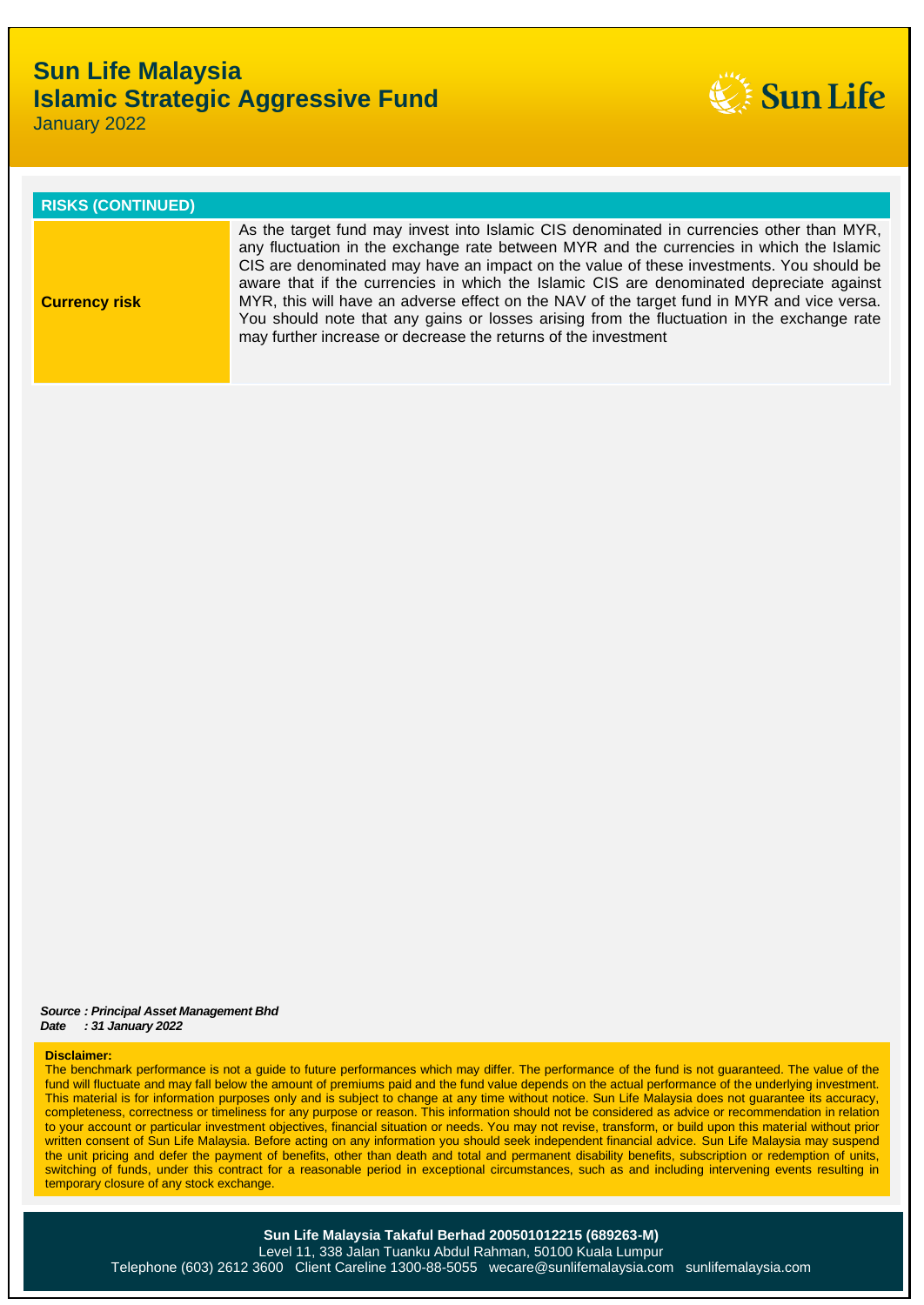# Sun Life Malaysia
## Islamic Strategic Aggressive Fund
January 2022

### RISKS (CONTINUED)

| | |
|---|---|
| **Currency risk** | As the target fund may invest into Islamic CIS denominated in currencies other than MYR, any fluctuation in the exchange rate between MYR and the currencies in which the Islamic CIS are denominated may have an impact on the value of these investments. You should be aware that if the currencies in which the Islamic CIS are denominated depreciate against MYR, this will have an adverse effect on the NAV of the target fund in MYR and vice versa. You should note that any gains or losses arising from the fluctuation in the exchange rate may further increase or decrease the returns of the investment |

***Source : Principal Asset Management Bhd***
***Date : 31 January 2022***

**Disclaimer:**
The benchmark performance is not a guide to future performances which may differ. The performance of the fund is not guaranteed. The value of the fund will fluctuate and may fall below the amount of premiums paid and the fund value depends on the actual performance of the underlying investment. This material is for information purposes only and is subject to change at any time without notice. Sun Life Malaysia does not guarantee its accuracy, completeness, correctness or timeliness for any purpose or reason. This information should not be considered as advice or recommendation in relation to your account or particular investment objectives, financial situation or needs. You may not revise, transform, or build upon this material without prior written consent of Sun Life Malaysia. Before acting on any information you should seek independent financial advice. Sun Life Malaysia may suspend the unit pricing and defer the payment of benefits, other than death and total and permanent disability benefits, subscription or redemption of units, switching of funds, under this contract for a reasonable period in exceptional circumstances, such as and including intervening events resulting in temporary closure of any stock exchange.

**Sun Life Malaysia Takaful Berhad 200501012215 (689263-M)**
Level 11, 338 Jalan Tuanku Abdul Rahman, 50100 Kuala Lumpur
Telephone (603) 2612 3600 Client Careline 1300-88-5055 wecare@sunlifemalaysia.com sunlifemalaysia.com